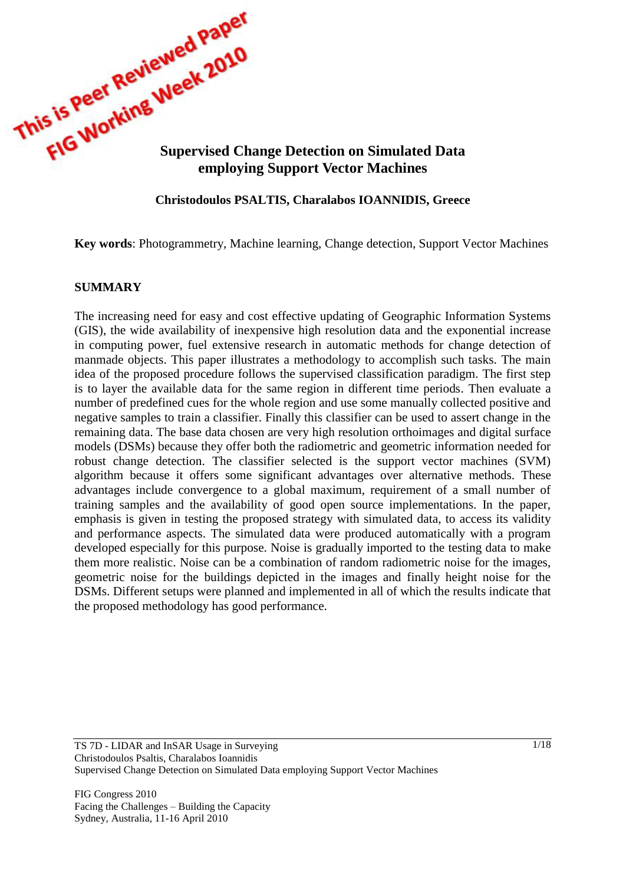This is Peer Reviewed Paper
FIG Working Week 2010

# Supervised Change Detection on Simulated Data employing Support Vector Machines

**Christodoulos PSALTIS, Charalabos IOANNIDIS, Greece**

**Key words**: Photogrammetry, Machine learning, Change detection, Support Vector Machines

## SUMMARY

The increasing need for easy and cost effective updating of Geographic Information Systems (GIS), the wide availability of inexpensive high resolution data and the exponential increase in computing power, fuel extensive research in automatic methods for change detection of manmade objects. This paper illustrates a methodology to accomplish such tasks. The main idea of the proposed procedure follows the supervised classification paradigm. The first step is to layer the available data for the same region in different time periods. Then evaluate a number of predefined cues for the whole region and use some manually collected positive and negative samples to train a classifier. Finally this classifier can be used to assert change in the remaining data. The base data chosen are very high resolution orthoimages and digital surface models (DSMs) because they offer both the radiometric and geometric information needed for robust change detection. The classifier selected is the support vector machines (SVM) algorithm because it offers some significant advantages over alternative methods. These advantages include convergence to a global maximum, requirement of a small number of training samples and the availability of good open source implementations. In the paper, emphasis is given in testing the proposed strategy with simulated data, to access its validity and performance aspects. The simulated data were produced automatically with a program developed especially for this purpose. Noise is gradually imported to the testing data to make them more realistic. Noise can be a combination of random radiometric noise for the images, geometric noise for the buildings depicted in the images and finally height noise for the DSMs. Different setups were planned and implemented in all of which the results indicate that the proposed methodology has good performance.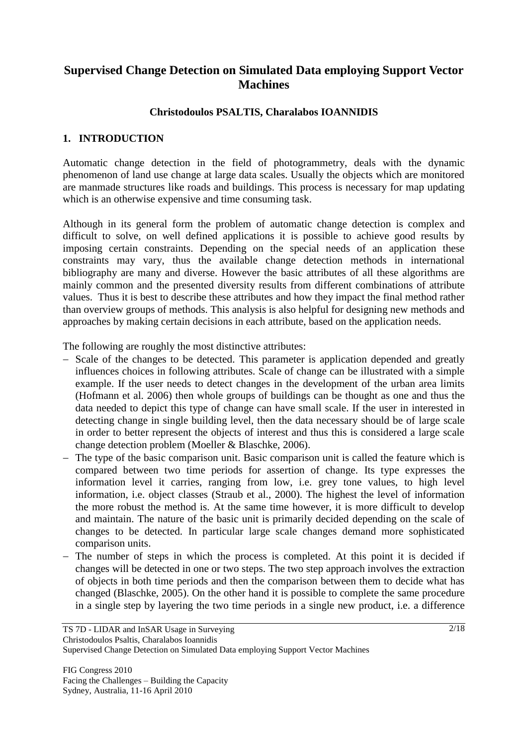# Supervised Change Detection on Simulated Data employing Support Vector Machines

**Christodoulos PSALTIS, Charalabos IOANNIDIS**

## 1. INTRODUCTION

Automatic change detection in the field of photogrammetry, deals with the dynamic phenomenon of land use change at large data scales. Usually the objects which are monitored are manmade structures like roads and buildings. This process is necessary for map updating which is an otherwise expensive and time consuming task.

Although in its general form the problem of automatic change detection is complex and difficult to solve, on well defined applications it is possible to achieve good results by imposing certain constraints. Depending on the special needs of an application these constraints may vary, thus the available change detection methods in international bibliography are many and diverse. However the basic attributes of all these algorithms are mainly common and the presented diversity results from different combinations of attribute values. Thus it is best to describe these attributes and how they impact the final method rather than overview groups of methods. This analysis is also helpful for designing new methods and approaches by making certain decisions in each attribute, based on the application needs.

The following are roughly the most distinctive attributes:

- Scale of the changes to be detected. This parameter is application depended and greatly influences choices in following attributes. Scale of change can be illustrated with a simple example. If the user needs to detect changes in the development of the urban area limits (Hofmann et al. 2006) then whole groups of buildings can be thought as one and thus the data needed to depict this type of change can have small scale. If the user in interested in detecting change in single building level, then the data necessary should be of large scale in order to better represent the objects of interest and thus this is considered a large scale change detection problem (Moeller & Blaschke, 2006).
- The type of the basic comparison unit. Basic comparison unit is called the feature which is compared between two time periods for assertion of change. Its type expresses the information level it carries, ranging from low, i.e. grey tone values, to high level information, i.e. object classes (Straub et al., 2000). The highest the level of information the more robust the method is. At the same time however, it is more difficult to develop and maintain. The nature of the basic unit is primarily decided depending on the scale of changes to be detected. In particular large scale changes demand more sophisticated comparison units.
- The number of steps in which the process is completed. At this point it is decided if changes will be detected in one or two steps. The two step approach involves the extraction of objects in both time periods and then the comparison between them to decide what has changed (Blaschke, 2005). On the other hand it is possible to complete the same procedure in a single step by layering the two time periods in a single new product, i.e. a difference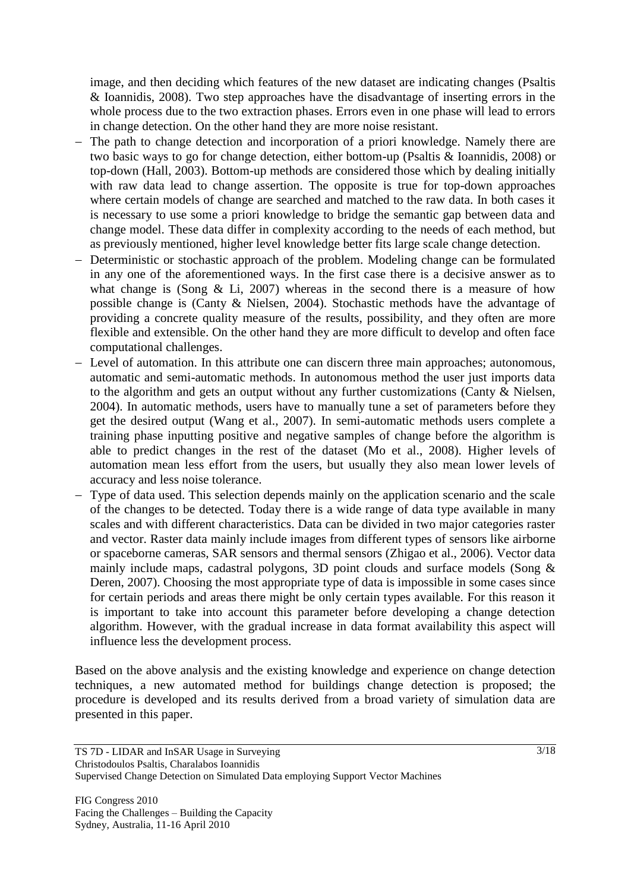image, and then deciding which features of the new dataset are indicating changes (Psaltis & Ioannidis, 2008). Two step approaches have the disadvantage of inserting errors in the whole process due to the two extraction phases. Errors even in one phase will lead to errors in change detection. On the other hand they are more noise resistant.

- The path to change detection and incorporation of a priori knowledge. Namely there are two basic ways to go for change detection, either bottom-up (Psaltis & Ioannidis, 2008) or top-down (Hall, 2003). Bottom-up methods are considered those which by dealing initially with raw data lead to change assertion. The opposite is true for top-down approaches where certain models of change are searched and matched to the raw data. In both cases it is necessary to use some a priori knowledge to bridge the semantic gap between data and change model. These data differ in complexity according to the needs of each method, but as previously mentioned, higher level knowledge better fits large scale change detection.
- Deterministic or stochastic approach of the problem. Modeling change can be formulated in any one of the aforementioned ways. In the first case there is a decisive answer as to what change is (Song & Li, 2007) whereas in the second there is a measure of how possible change is (Canty & Nielsen, 2004). Stochastic methods have the advantage of providing a concrete quality measure of the results, possibility, and they often are more flexible and extensible. On the other hand they are more difficult to develop and often face computational challenges.
- Level of automation. In this attribute one can discern three main approaches; autonomous, automatic and semi-automatic methods. In autonomous method the user just imports data to the algorithm and gets an output without any further customizations (Canty & Nielsen, 2004). In automatic methods, users have to manually tune a set of parameters before they get the desired output (Wang et al., 2007). In semi-automatic methods users complete a training phase inputting positive and negative samples of change before the algorithm is able to predict changes in the rest of the dataset (Mo et al., 2008). Higher levels of automation mean less effort from the users, but usually they also mean lower levels of accuracy and less noise tolerance.
- Type of data used. This selection depends mainly on the application scenario and the scale of the changes to be detected. Today there is a wide range of data type available in many scales and with different characteristics. Data can be divided in two major categories raster and vector. Raster data mainly include images from different types of sensors like airborne or spaceborne cameras, SAR sensors and thermal sensors (Zhigao et al., 2006). Vector data mainly include maps, cadastral polygons, 3D point clouds and surface models (Song & Deren, 2007). Choosing the most appropriate type of data is impossible in some cases since for certain periods and areas there might be only certain types available. For this reason it is important to take into account this parameter before developing a change detection algorithm. However, with the gradual increase in data format availability this aspect will influence less the development process.

Based on the above analysis and the existing knowledge and experience on change detection techniques, a new automated method for buildings change detection is proposed; the procedure is developed and its results derived from a broad variety of simulation data are presented in this paper.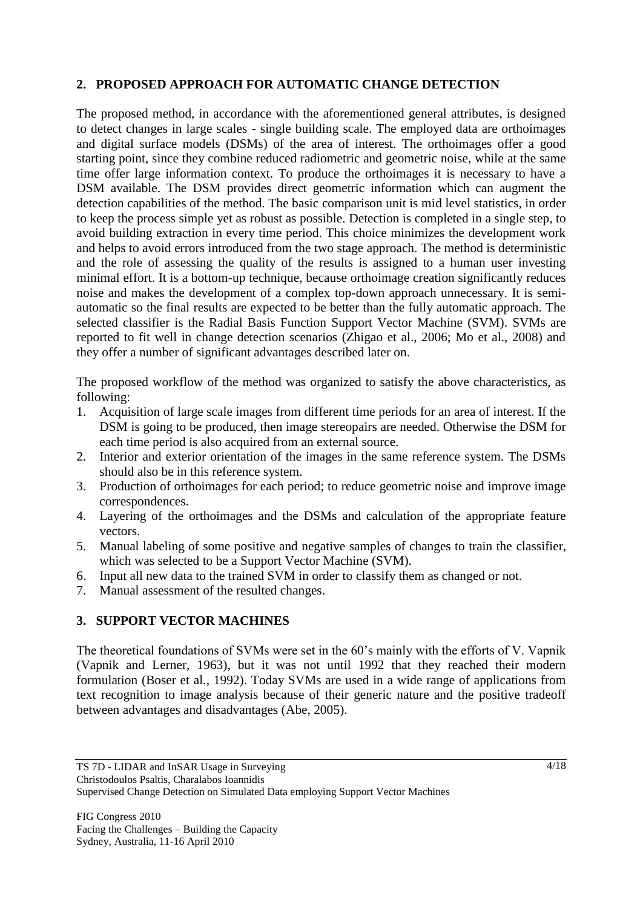## 2. PROPOSED APPROACH FOR AUTOMATIC CHANGE DETECTION

The proposed method, in accordance with the aforementioned general attributes, is designed to detect changes in large scales - single building scale. The employed data are orthoimages and digital surface models (DSMs) of the area of interest. The orthoimages offer a good starting point, since they combine reduced radiometric and geometric noise, while at the same time offer large information context. To produce the orthoimages it is necessary to have a DSM available. The DSM provides direct geometric information which can augment the detection capabilities of the method. The basic comparison unit is mid level statistics, in order to keep the process simple yet as robust as possible. Detection is completed in a single step, to avoid building extraction in every time period. This choice minimizes the development work and helps to avoid errors introduced from the two stage approach. The method is deterministic and the role of assessing the quality of the results is assigned to a human user investing minimal effort. It is a bottom-up technique, because orthoimage creation significantly reduces noise and makes the development of a complex top-down approach unnecessary. It is semi-automatic so the final results are expected to be better than the fully automatic approach. The selected classifier is the Radial Basis Function Support Vector Machine (SVM). SVMs are reported to fit well in change detection scenarios (Zhigao et al., 2006; Mo et al., 2008) and they offer a number of significant advantages described later on.

The proposed workflow of the method was organized to satisfy the above characteristics, as following:

1. Acquisition of large scale images from different time periods for an area of interest. If the DSM is going to be produced, then image stereopairs are needed. Otherwise the DSM for each time period is also acquired from an external source.
2. Interior and exterior orientation of the images in the same reference system. The DSMs should also be in this reference system.
3. Production of orthoimages for each period; to reduce geometric noise and improve image correspondences.
4. Layering of the orthoimages and the DSMs and calculation of the appropriate feature vectors.
5. Manual labeling of some positive and negative samples of changes to train the classifier, which was selected to be a Support Vector Machine (SVM).
6. Input all new data to the trained SVM in order to classify them as changed or not.
7. Manual assessment of the resulted changes.

## 3. SUPPORT VECTOR MACHINES

The theoretical foundations of SVMs were set in the 60's mainly with the efforts of V. Vapnik (Vapnik and Lerner, 1963), but it was not until 1992 that they reached their modern formulation (Boser et al., 1992). Today SVMs are used in a wide range of applications from text recognition to image analysis because of their generic nature and the positive tradeoff between advantages and disadvantages (Abe, 2005).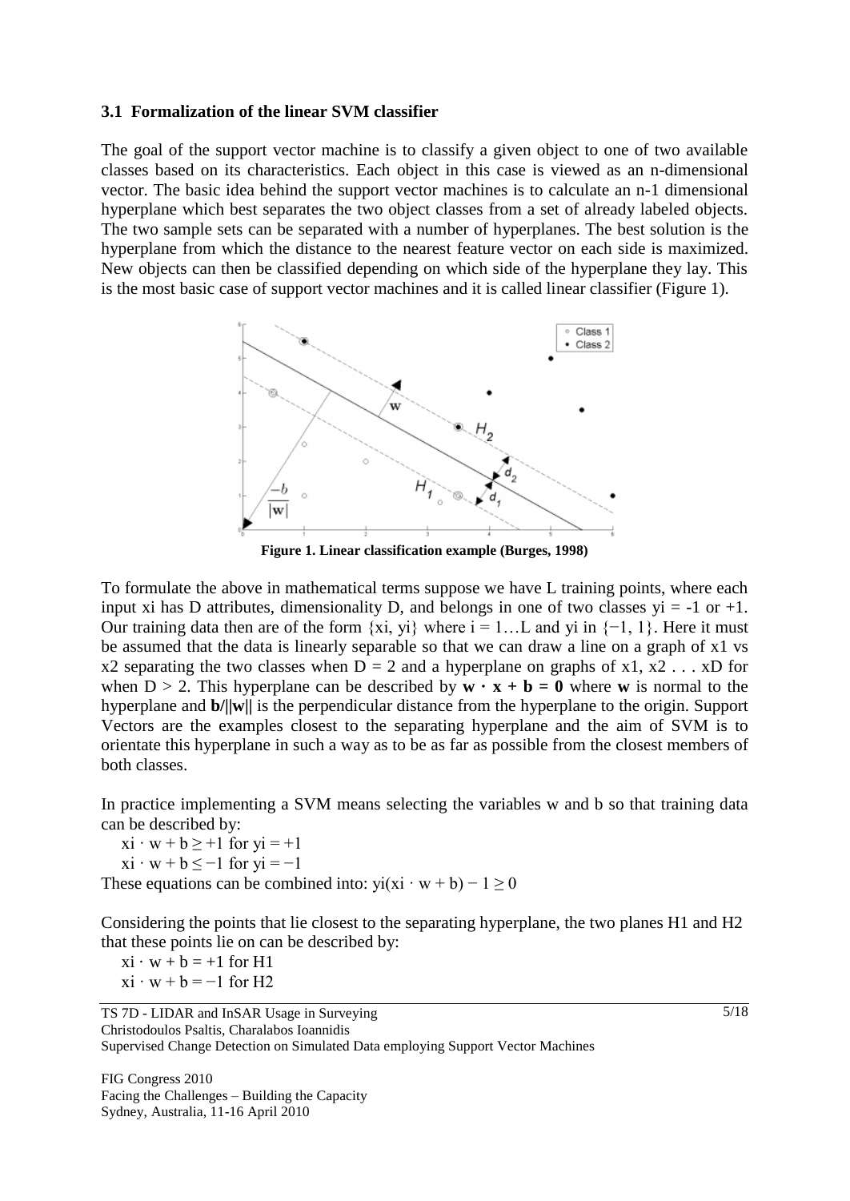### 3.1 Formalization of the linear SVM classifier

The goal of the support vector machine is to classify a given object to one of two available classes based on its characteristics. Each object in this case is viewed as an n-dimensional vector. The basic idea behind the support vector machines is to calculate an n-1 dimensional hyperplane which best separates the two object classes from a set of already labeled objects. The two sample sets can be separated with a number of hyperplanes. The best solution is the hyperplane from which the distance to the nearest feature vector on each side is maximized. New objects can then be classified depending on which side of the hyperplane they lay. This is the most basic case of support vector machines and it is called linear classifier (Figure 1).

**Figure 1. Linear classification example (Burges, 1998)**

To formulate the above in mathematical terms suppose we have L training points, where each input $x_i$ has D attributes, dimensionality D, and belongs in one of two classes $y_i = -1$ or $+1$. Our training data then are of the form $\{x_i, y_i\}$ where $i = 1 \ldots L$ and $y_i$ in $\{-1, 1\}$. Here it must be assumed that the data is linearly separable so that we can draw a line on a graph of $x_1$ vs $x_2$ separating the two classes when $D = 2$ and a hyperplane on graphs of $x_1, x_2 \ldots x_D$ for when $D > 2$. This hyperplane can be described by $\mathbf{w} \cdot \mathbf{x} + \mathbf{b} = \mathbf{0}$ where $\mathbf{w}$ is normal to the hyperplane and $\mathbf{b}/\|\mathbf{w}\|$ is the perpendicular distance from the hyperplane to the origin. Support Vectors are the examples closest to the separating hyperplane and the aim of SVM is to orientate this hyperplane in such a way as to be as far as possible from the closest members of both classes.

In practice implementing a SVM means selecting the variables w and b so that training data can be described by:

$$x_i \cdot w + b \geq +1 \text{ for } y_i = +1$$

$$x_i \cdot w + b \leq -1 \text{ for } y_i = -1$$

These equations can be combined into: $y_i(x_i \cdot w + b) - 1 \geq 0$

Considering the points that lie closest to the separating hyperplane, the two planes H1 and H2 that these points lie on can be described by:

$$x_i \cdot w + b = +1 \text{ for H1}$$

$$x_i \cdot w + b = -1 \text{ for H2}$$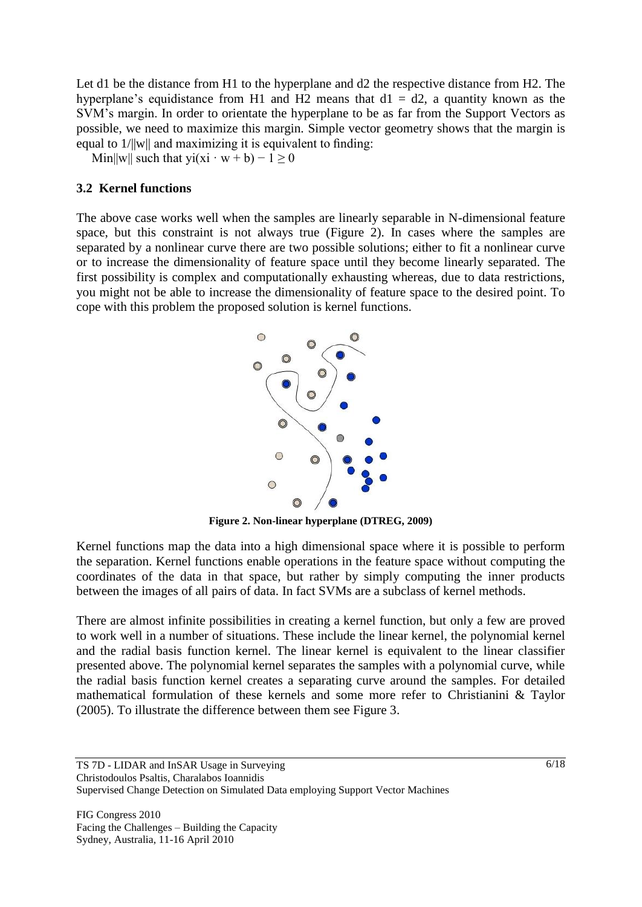Let d1 be the distance from H1 to the hyperplane and d2 the respective distance from H2. The hyperplane's equidistance from H1 and H2 means that $d1 = d2$, a quantity known as the SVM's margin. In order to orientate the hyperplane to be as far from the Support Vectors as possible, we need to maximize this margin. Simple vector geometry shows that the margin is equal to $1/\|w\|$ and maximizing it is equivalent to finding:

$$\text{Min}\|w\| \text{ such that } y_i(x_i \cdot w + b) - 1 \geq 0$$

### 3.2 Kernel functions

The above case works well when the samples are linearly separable in N-dimensional feature space, but this constraint is not always true (Figure 2). In cases where the samples are separated by a nonlinear curve there are two possible solutions; either to fit a nonlinear curve or to increase the dimensionality of feature space until they become linearly separated. The first possibility is complex and computationally exhausting whereas, due to data restrictions, you might not be able to increase the dimensionality of feature space to the desired point. To cope with this problem the proposed solution is kernel functions.

**Figure 2. Non-linear hyperplane (DTREG, 2009)**

Kernel functions map the data into a high dimensional space where it is possible to perform the separation. Kernel functions enable operations in the feature space without computing the coordinates of the data in that space, but rather by simply computing the inner products between the images of all pairs of data. In fact SVMs are a subclass of kernel methods.

There are almost infinite possibilities in creating a kernel function, but only a few are proved to work well in a number of situations. These include the linear kernel, the polynomial kernel and the radial basis function kernel. The linear kernel is equivalent to the linear classifier presented above. The polynomial kernel separates the samples with a polynomial curve, while the radial basis function kernel creates a separating curve around the samples. For detailed mathematical formulation of these kernels and some more refer to Christianini & Taylor (2005). To illustrate the difference between them see Figure 3.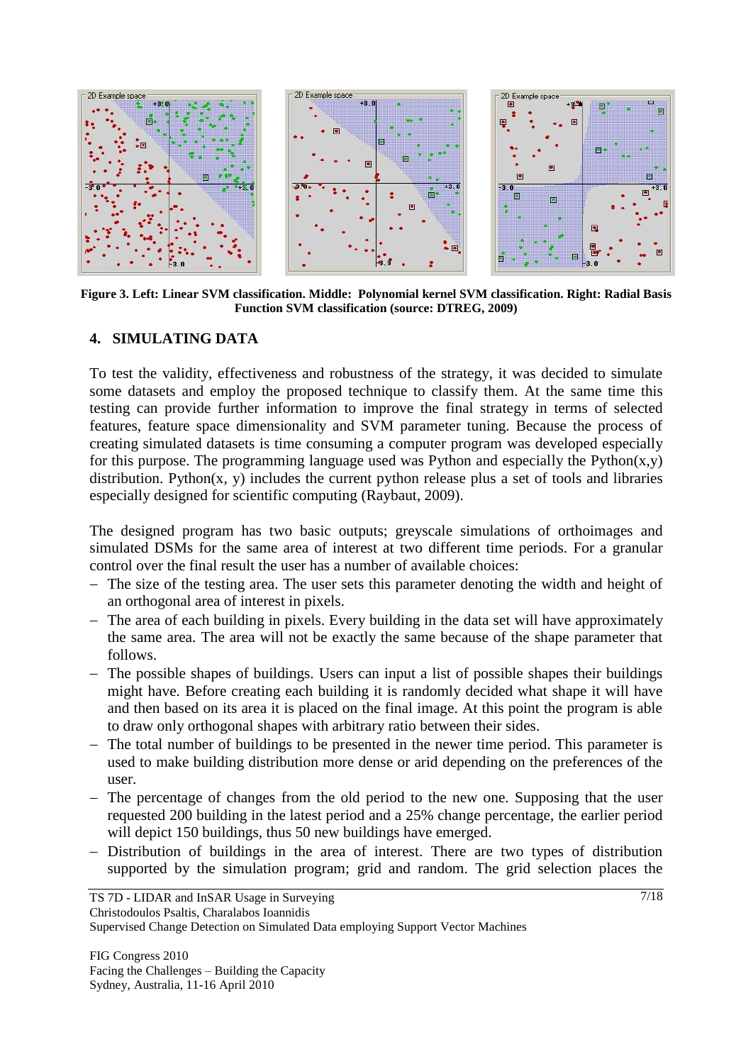**Figure 3. Left: Linear SVM classification. Middle: Polynomial kernel SVM classification. Right: Radial Basis Function SVM classification (source: DTREG, 2009)**

## 4. SIMULATING DATA

To test the validity, effectiveness and robustness of the strategy, it was decided to simulate some datasets and employ the proposed technique to classify them. At the same time this testing can provide further information to improve the final strategy in terms of selected features, feature space dimensionality and SVM parameter tuning. Because the process of creating simulated datasets is time consuming a computer program was developed especially for this purpose. The programming language used was Python and especially the Python(x,y) distribution. Python(x, y) includes the current python release plus a set of tools and libraries especially designed for scientific computing (Raybaut, 2009).

The designed program has two basic outputs; greyscale simulations of orthoimages and simulated DSMs for the same area of interest at two different time periods. For a granular control over the final result the user has a number of available choices:

- The size of the testing area. The user sets this parameter denoting the width and height of an orthogonal area of interest in pixels.
- The area of each building in pixels. Every building in the data set will have approximately the same area. The area will not be exactly the same because of the shape parameter that follows.
- The possible shapes of buildings. Users can input a list of possible shapes their buildings might have. Before creating each building it is randomly decided what shape it will have and then based on its area it is placed on the final image. At this point the program is able to draw only orthogonal shapes with arbitrary ratio between their sides.
- The total number of buildings to be presented in the newer time period. This parameter is used to make building distribution more dense or arid depending on the preferences of the user.
- The percentage of changes from the old period to the new one. Supposing that the user requested 200 building in the latest period and a 25% change percentage, the earlier period will depict 150 buildings, thus 50 new buildings have emerged.
- Distribution of buildings in the area of interest. There are two types of distribution supported by the simulation program; grid and random. The grid selection places the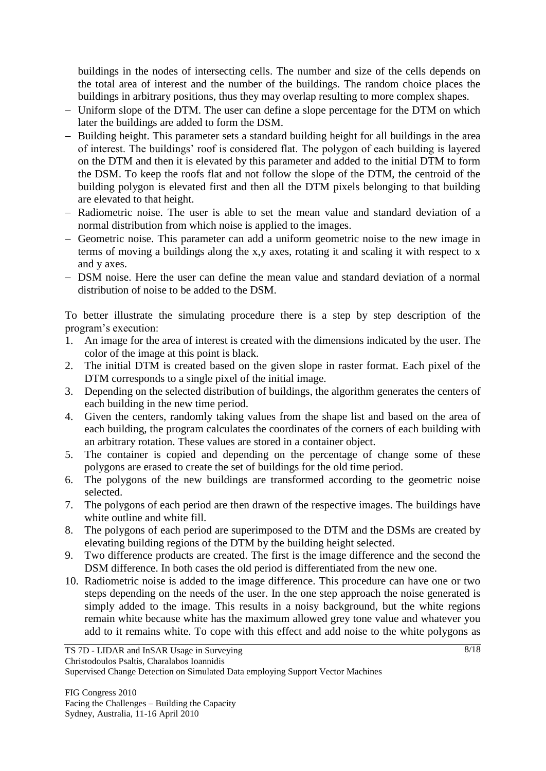buildings in the nodes of intersecting cells. The number and size of the cells depends on the total area of interest and the number of the buildings. The random choice places the buildings in arbitrary positions, thus they may overlap resulting to more complex shapes.

- Uniform slope of the DTM. The user can define a slope percentage for the DTM on which later the buildings are added to form the DSM.
- Building height. This parameter sets a standard building height for all buildings in the area of interest. The buildings' roof is considered flat. The polygon of each building is layered on the DTM and then it is elevated by this parameter and added to the initial DTM to form the DSM. To keep the roofs flat and not follow the slope of the DTM, the centroid of the building polygon is elevated first and then all the DTM pixels belonging to that building are elevated to that height.
- Radiometric noise. The user is able to set the mean value and standard deviation of a normal distribution from which noise is applied to the images.
- Geometric noise. This parameter can add a uniform geometric noise to the new image in terms of moving a buildings along the x,y axes, rotating it and scaling it with respect to x and y axes.
- DSM noise. Here the user can define the mean value and standard deviation of a normal distribution of noise to be added to the DSM.

To better illustrate the simulating procedure there is a step by step description of the program's execution:

1. An image for the area of interest is created with the dimensions indicated by the user. The color of the image at this point is black.
2. The initial DTM is created based on the given slope in raster format. Each pixel of the DTM corresponds to a single pixel of the initial image.
3. Depending on the selected distribution of buildings, the algorithm generates the centers of each building in the new time period.
4. Given the centers, randomly taking values from the shape list and based on the area of each building, the program calculates the coordinates of the corners of each building with an arbitrary rotation. These values are stored in a container object.
5. The container is copied and depending on the percentage of change some of these polygons are erased to create the set of buildings for the old time period.
6. The polygons of the new buildings are transformed according to the geometric noise selected.
7. The polygons of each period are then drawn of the respective images. The buildings have white outline and white fill.
8. The polygons of each period are superimposed to the DTM and the DSMs are created by elevating building regions of the DTM by the building height selected.
9. Two difference products are created. The first is the image difference and the second the DSM difference. In both cases the old period is differentiated from the new one.
10. Radiometric noise is added to the image difference. This procedure can have one or two steps depending on the needs of the user. In the one step approach the noise generated is simply added to the image. This results in a noisy background, but the white regions remain white because white has the maximum allowed grey tone value and whatever you add to it remains white. To cope with this effect and add noise to the white polygons as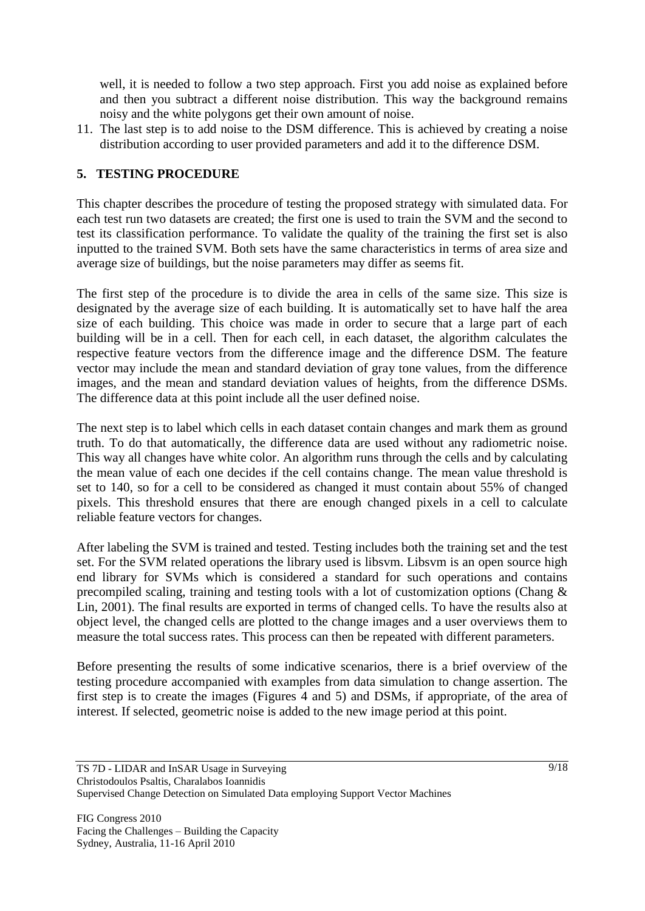well, it is needed to follow a two step approach. First you add noise as explained before and then you subtract a different noise distribution. This way the background remains noisy and the white polygons get their own amount of noise.

11. The last step is to add noise to the DSM difference. This is achieved by creating a noise distribution according to user provided parameters and add it to the difference DSM.

## 5. TESTING PROCEDURE

This chapter describes the procedure of testing the proposed strategy with simulated data. For each test run two datasets are created; the first one is used to train the SVM and the second to test its classification performance. To validate the quality of the training the first set is also inputted to the trained SVM. Both sets have the same characteristics in terms of area size and average size of buildings, but the noise parameters may differ as seems fit.

The first step of the procedure is to divide the area in cells of the same size. This size is designated by the average size of each building. It is automatically set to have half the area size of each building. This choice was made in order to secure that a large part of each building will be in a cell. Then for each cell, in each dataset, the algorithm calculates the respective feature vectors from the difference image and the difference DSM. The feature vector may include the mean and standard deviation of gray tone values, from the difference images, and the mean and standard deviation values of heights, from the difference DSMs. The difference data at this point include all the user defined noise.

The next step is to label which cells in each dataset contain changes and mark them as ground truth. To do that automatically, the difference data are used without any radiometric noise. This way all changes have white color. An algorithm runs through the cells and by calculating the mean value of each one decides if the cell contains change. The mean value threshold is set to 140, so for a cell to be considered as changed it must contain about 55% of changed pixels. This threshold ensures that there are enough changed pixels in a cell to calculate reliable feature vectors for changes.

After labeling the SVM is trained and tested. Testing includes both the training set and the test set. For the SVM related operations the library used is libsvm. Libsvm is an open source high end library for SVMs which is considered a standard for such operations and contains precompiled scaling, training and testing tools with a lot of customization options (Chang & Lin, 2001). The final results are exported in terms of changed cells. To have the results also at object level, the changed cells are plotted to the change images and a user overviews them to measure the total success rates. This process can then be repeated with different parameters.

Before presenting the results of some indicative scenarios, there is a brief overview of the testing procedure accompanied with examples from data simulation to change assertion. The first step is to create the images (Figures 4 and 5) and DSMs, if appropriate, of the area of interest. If selected, geometric noise is added to the new image period at this point.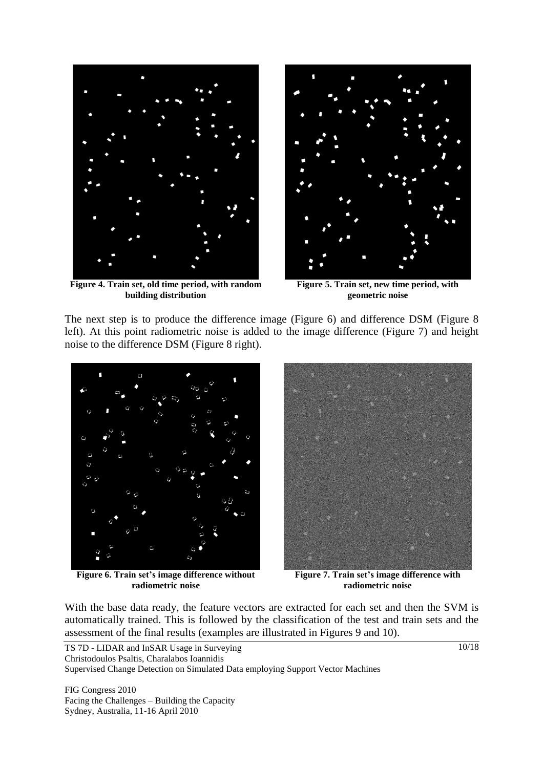Figure 4. Train set, old time period, with random building distribution

Figure 5. Train set, new time period, with geometric noise

The next step is to produce the difference image (Figure 6) and difference DSM (Figure 8 left). At this point radiometric noise is added to the image difference (Figure 7) and height noise to the difference DSM (Figure 8 right).

Figure 6. Train set's image difference without radiometric noise

Figure 7. Train set's image difference with radiometric noise

With the base data ready, the feature vectors are extracted for each set and then the SVM is automatically trained. This is followed by the classification of the test and train sets and the assessment of the final results (examples are illustrated in Figures 9 and 10).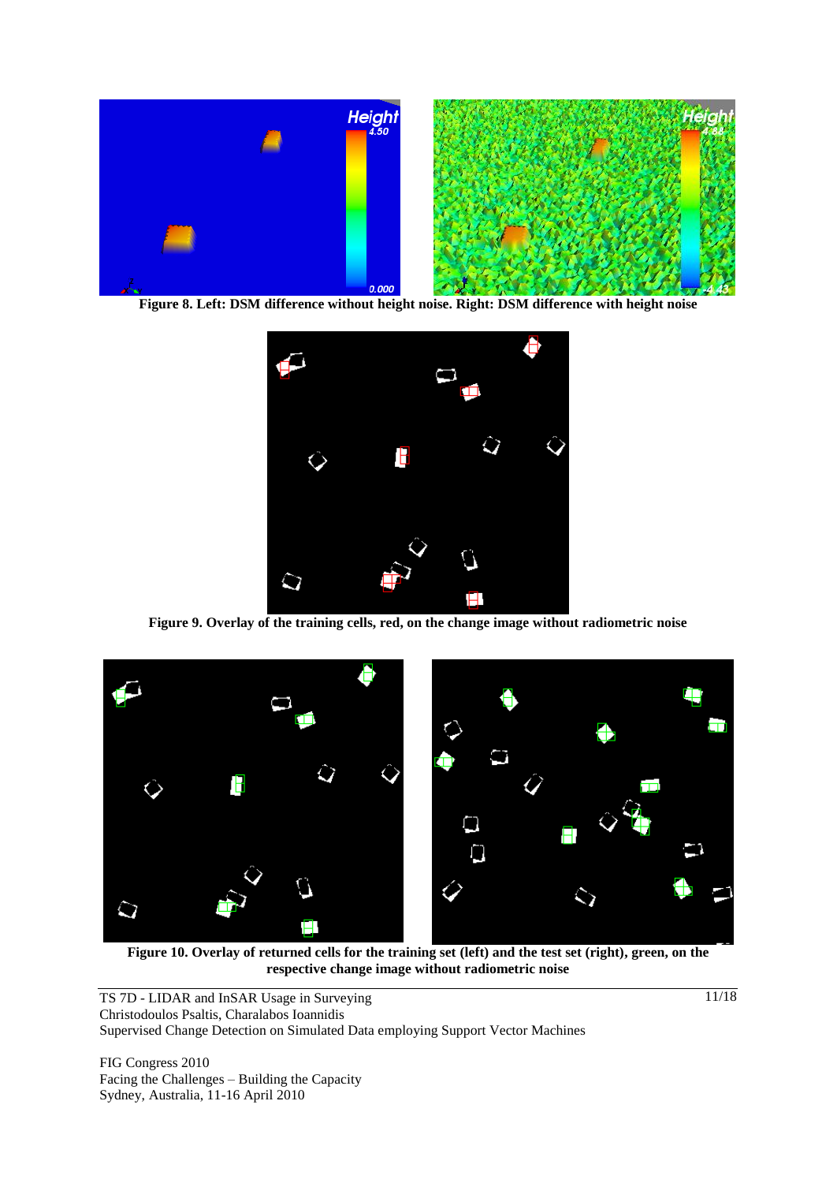**Figure 8. Left: DSM difference without height noise. Right: DSM difference with height noise**

**Figure 9. Overlay of the training cells, red, on the change image without radiometric noise**

**Figure 10. Overlay of returned cells for the training set (left) and the test set (right), green, on the respective change image without radiometric noise**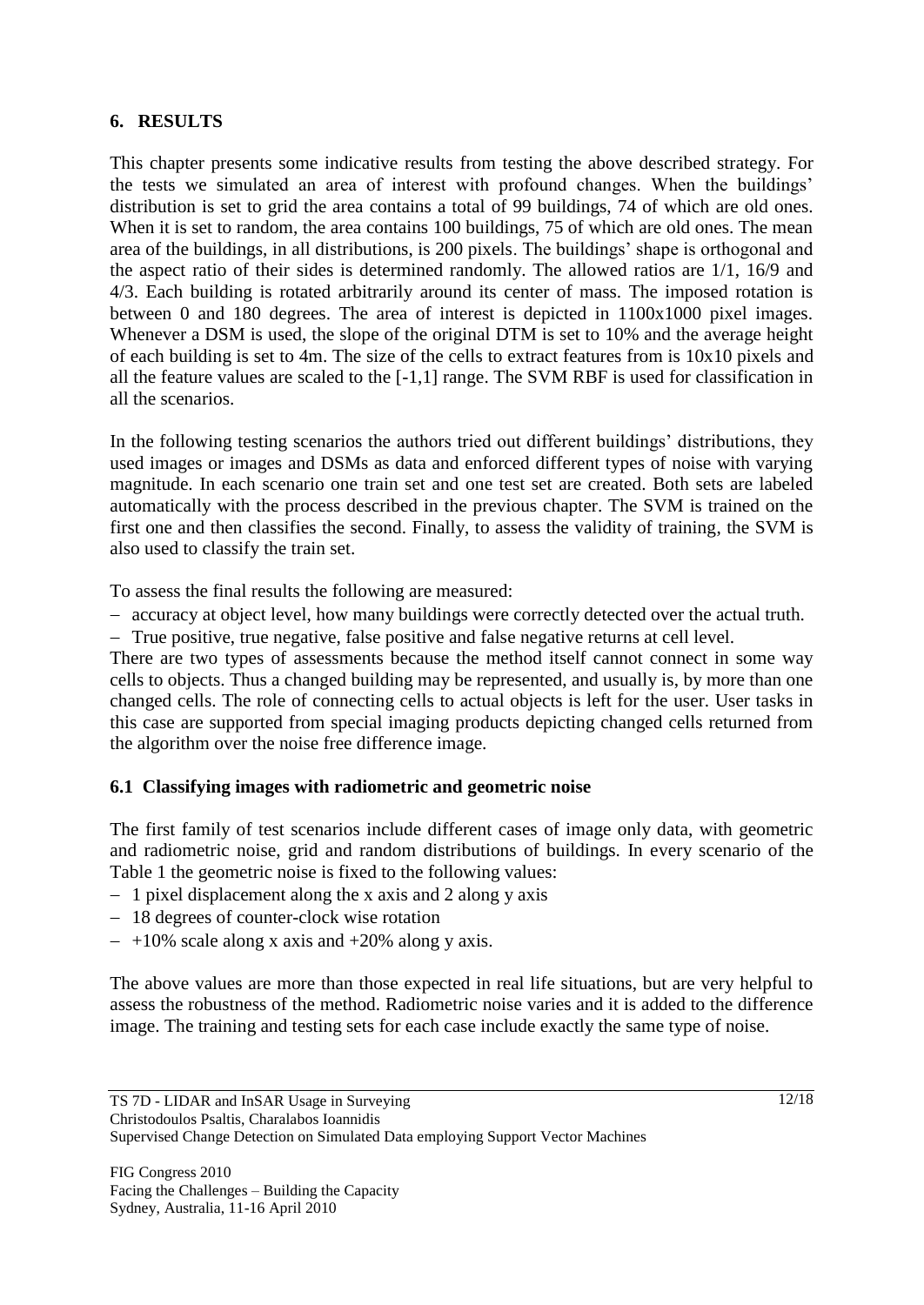## 6. RESULTS

This chapter presents some indicative results from testing the above described strategy. For the tests we simulated an area of interest with profound changes. When the buildings' distribution is set to grid the area contains a total of 99 buildings, 74 of which are old ones. When it is set to random, the area contains 100 buildings, 75 of which are old ones. The mean area of the buildings, in all distributions, is 200 pixels. The buildings' shape is orthogonal and the aspect ratio of their sides is determined randomly. The allowed ratios are 1/1, 16/9 and 4/3. Each building is rotated arbitrarily around its center of mass. The imposed rotation is between 0 and 180 degrees. The area of interest is depicted in 1100x1000 pixel images. Whenever a DSM is used, the slope of the original DTM is set to 10% and the average height of each building is set to 4m. The size of the cells to extract features from is 10x10 pixels and all the feature values are scaled to the [-1,1] range. The SVM RBF is used for classification in all the scenarios.

In the following testing scenarios the authors tried out different buildings' distributions, they used images or images and DSMs as data and enforced different types of noise with varying magnitude. In each scenario one train set and one test set are created. Both sets are labeled automatically with the process described in the previous chapter. The SVM is trained on the first one and then classifies the second. Finally, to assess the validity of training, the SVM is also used to classify the train set.

To assess the final results the following are measured:

- accuracy at object level, how many buildings were correctly detected over the actual truth.
- True positive, true negative, false positive and false negative returns at cell level.

There are two types of assessments because the method itself cannot connect in some way cells to objects. Thus a changed building may be represented, and usually is, by more than one changed cells. The role of connecting cells to actual objects is left for the user. User tasks in this case are supported from special imaging products depicting changed cells returned from the algorithm over the noise free difference image.

### 6.1 Classifying images with radiometric and geometric noise

The first family of test scenarios include different cases of image only data, with geometric and radiometric noise, grid and random distributions of buildings. In every scenario of the Table 1 the geometric noise is fixed to the following values:

- 1 pixel displacement along the x axis and 2 along y axis
- 18 degrees of counter-clock wise rotation
- +10% scale along x axis and +20% along y axis.

The above values are more than those expected in real life situations, but are very helpful to assess the robustness of the method. Radiometric noise varies and it is added to the difference image. The training and testing sets for each case include exactly the same type of noise.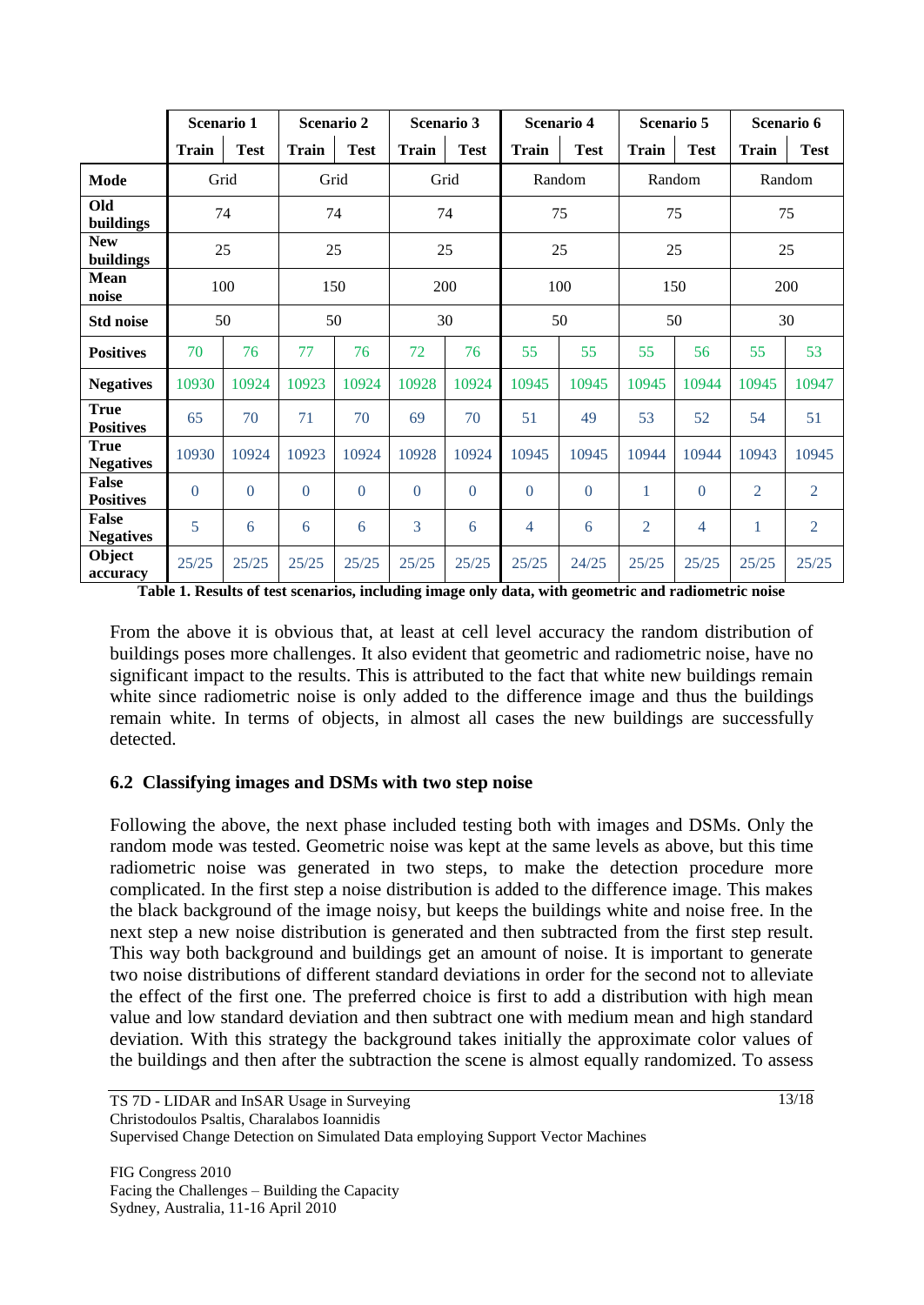| | Scenario 1 | | Scenario 2 | | Scenario 3 | | Scenario 4 | | Scenario 5 | | Scenario 6 | |
|---|---|---|---|---|---|---|---|---|---|---|---|---|
| | **Train** | **Test** | **Train** | **Test** | **Train** | **Test** | **Train** | **Test** | **Train** | **Test** | **Train** | **Test** |
| **Mode** | Grid | | Grid | | Grid | | Random | | Random | | Random | |
| **Old buildings** | 74 | | 74 | | 74 | | 75 | | 75 | | 75 | |
| **New buildings** | 25 | | 25 | | 25 | | 25 | | 25 | | 25 | |
| **Mean noise** | 100 | | 150 | | 200 | | 100 | | 150 | | 200 | |
| **Std noise** | 50 | | 50 | | 30 | | 50 | | 50 | | 30 | |
| **Positives** | 70 | 76 | 77 | 76 | 72 | 76 | 55 | 55 | 55 | 56 | 55 | 53 |
| **Negatives** | 10930 | 10924 | 10923 | 10924 | 10928 | 10924 | 10945 | 10945 | 10945 | 10944 | 10945 | 10947 |
| **True Positives** | 65 | 70 | 71 | 70 | 69 | 70 | 51 | 49 | 53 | 52 | 54 | 51 |
| **True Negatives** | 10930 | 10924 | 10923 | 10924 | 10928 | 10924 | 10945 | 10945 | 10944 | 10944 | 10943 | 10945 |
| **False Positives** | 0 | 0 | 0 | 0 | 0 | 0 | 0 | 0 | 1 | 0 | 2 | 2 |
| **False Negatives** | 5 | 6 | 6 | 6 | 3 | 6 | 4 | 6 | 2 | 4 | 1 | 2 |
| **Object accuracy** | 25/25 | 25/25 | 25/25 | 25/25 | 25/25 | 25/25 | 25/25 | 24/25 | 25/25 | 25/25 | 25/25 | 25/25 |

**Table 1. Results of test scenarios, including image only data, with geometric and radiometric noise**

From the above it is obvious that, at least at cell level accuracy the random distribution of buildings poses more challenges. It also evident that geometric and radiometric noise, have no significant impact to the results. This is attributed to the fact that white new buildings remain white since radiometric noise is only added to the difference image and thus the buildings remain white. In terms of objects, in almost all cases the new buildings are successfully detected.

### 6.2 Classifying images and DSMs with two step noise

Following the above, the next phase included testing both with images and DSMs. Only the random mode was tested. Geometric noise was kept at the same levels as above, but this time radiometric noise was generated in two steps, to make the detection procedure more complicated. In the first step a noise distribution is added to the difference image. This makes the black background of the image noisy, but keeps the buildings white and noise free. In the next step a new noise distribution is generated and then subtracted from the first step result. This way both background and buildings get an amount of noise. It is important to generate two noise distributions of different standard deviations in order for the second not to alleviate the effect of the first one. The preferred choice is first to add a distribution with high mean value and low standard deviation and then subtract one with medium mean and high standard deviation. With this strategy the background takes initially the approximate color values of the buildings and then after the subtraction the scene is almost equally randomized. To assess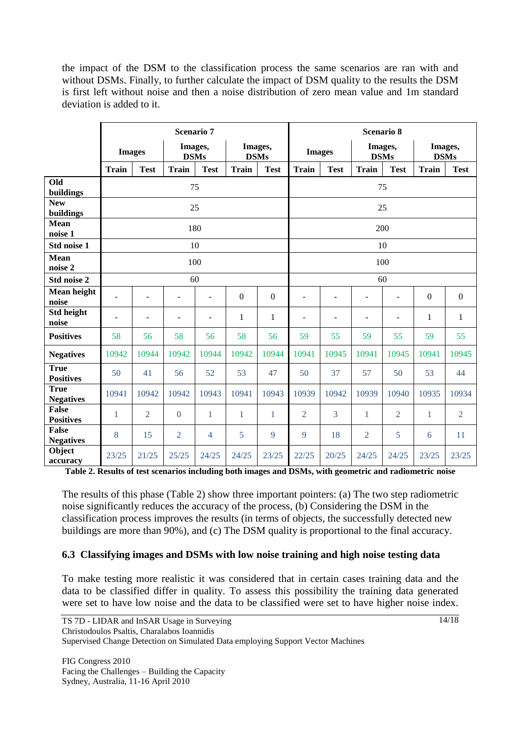the impact of the DSM to the classification process the same scenarios are ran with and without DSMs. Finally, to further calculate the impact of DSM quality to the results the DSM is first left without noise and then a noise distribution of zero mean value and 1m standard deviation is added to it.

| | **Scenario 7** | | | | | | **Scenario 8** | | | | | |
|---|---|---|---|---|---|---|---|---|---|---|---|---|
| | **Images** | | **Images, DSMs** | | **Images, DSMs** | | **Images** | | **Images, DSMs** | | **Images, DSMs** | |
| | **Train** | **Test** | **Train** | **Test** | **Train** | **Test** | **Train** | **Test** | **Train** | **Test** | **Train** | **Test** |
| **Old buildings** | 75 | | | | | | 75 | | | | | |
| **New buildings** | 25 | | | | | | 25 | | | | | |
| **Mean noise 1** | 180 | | | | | | 200 | | | | | |
| **Std noise 1** | 10 | | | | | | 10 | | | | | |
| **Mean noise 2** | 100 | | | | | | 100 | | | | | |
| **Std noise 2** | 60 | | | | | | 60 | | | | | |
| **Mean height noise** | - | - | - | - | 0 | 0 | - | - | - | - | 0 | 0 |
| **Std height noise** | - | - | - | - | 1 | 1 | - | - | - | - | 1 | 1 |
| **Positives** | 58 | 56 | 58 | 56 | 58 | 56 | 59 | 55 | 59 | 55 | 59 | 55 |
| **Negatives** | 10942 | 10944 | 10942 | 10944 | 10942 | 10944 | 10941 | 10945 | 10941 | 10945 | 10941 | 10945 |
| **True Positives** | 50 | 41 | 56 | 52 | 53 | 47 | 50 | 37 | 57 | 50 | 53 | 44 |
| **True Negatives** | 10941 | 10942 | 10942 | 10943 | 10941 | 10943 | 10939 | 10942 | 10939 | 10940 | 10935 | 10934 |
| **False Positives** | 1 | 2 | 0 | 1 | 1 | 1 | 2 | 3 | 1 | 2 | 1 | 2 |
| **False Negatives** | 8 | 15 | 2 | 4 | 5 | 9 | 9 | 18 | 2 | 5 | 6 | 11 |
| **Object accuracy** | 23/25 | 21/25 | 25/25 | 24/25 | 24/25 | 23/25 | 22/25 | 20/25 | 24/25 | 24/25 | 23/25 | 23/25 |

**Table 2. Results of test scenarios including both images and DSMs, with geometric and radiometric noise**

The results of this phase (Table 2) show three important pointers: (a) The two step radiometric noise significantly reduces the accuracy of the process, (b) Considering the DSM in the classification process improves the results (in terms of objects, the successfully detected new buildings are more than 90%), and (c) The DSM quality is proportional to the final accuracy.

### 6.3 Classifying images and DSMs with low noise training and high noise testing data

To make testing more realistic it was considered that in certain cases training data and the data to be classified differ in quality. To assess this possibility the training data generated were set to have low noise and the data to be classified were set to have higher noise index.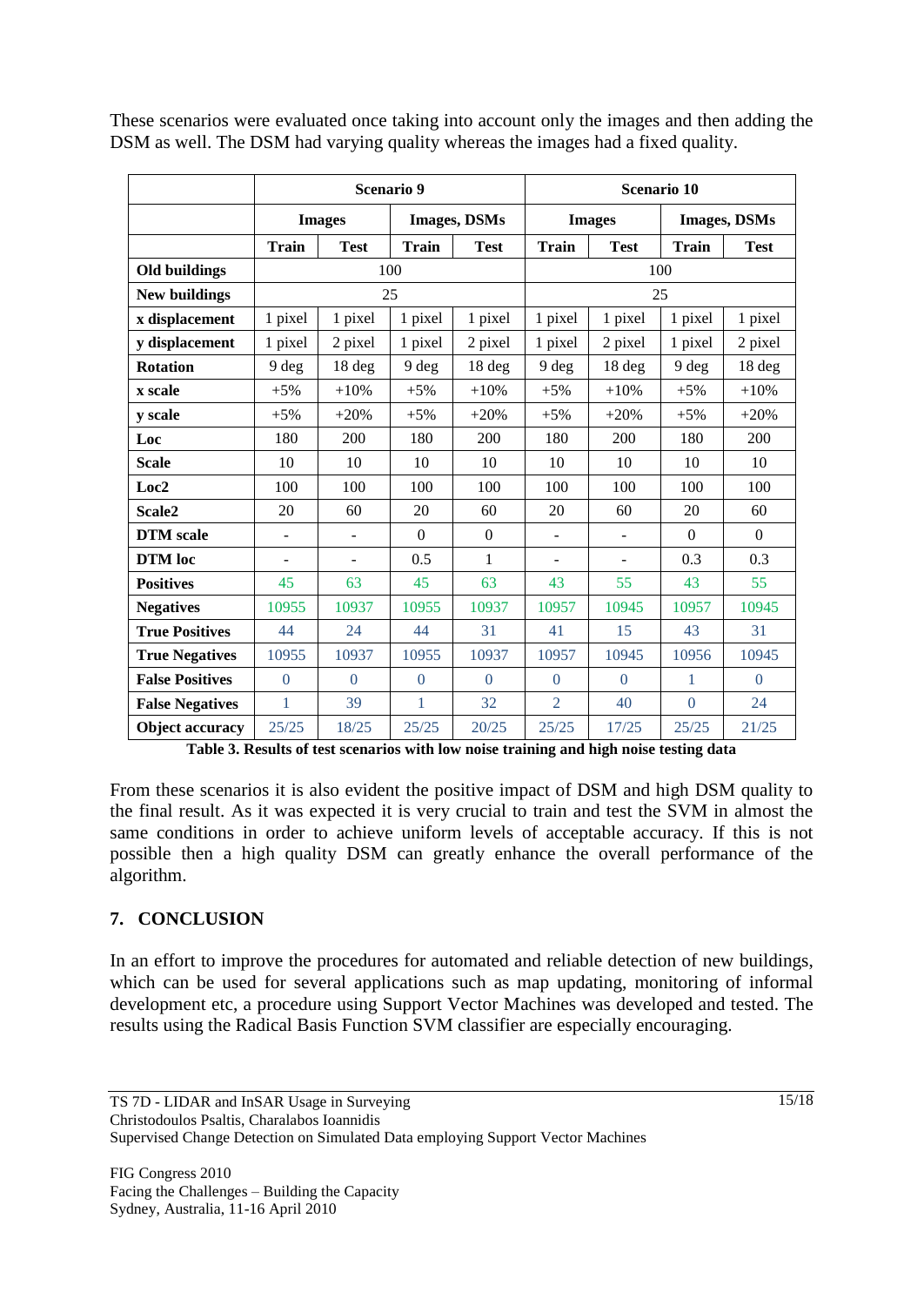These scenarios were evaluated once taking into account only the images and then adding the DSM as well. The DSM had varying quality whereas the images had a fixed quality.

| | Scenario 9 | | | | Scenario 10 | | | |
|---|---|---|---|---|---|---|---|---|
| | Images | | Images, DSMs | | Images | | Images, DSMs | |
| | Train | Test | Train | Test | Train | Test | Train | Test |
| **Old buildings** | 100 | | | | 100 | | | |
| **New buildings** | 25 | | | | 25 | | | |
| **x displacement** | 1 pixel | 1 pixel | 1 pixel | 1 pixel | 1 pixel | 1 pixel | 1 pixel | 1 pixel |
| **y displacement** | 1 pixel | 2 pixel | 1 pixel | 2 pixel | 1 pixel | 2 pixel | 1 pixel | 2 pixel |
| **Rotation** | 9 deg | 18 deg | 9 deg | 18 deg | 9 deg | 18 deg | 9 deg | 18 deg |
| **x scale** | +5% | +10% | +5% | +10% | +5% | +10% | +5% | +10% |
| **y scale** | +5% | +20% | +5% | +20% | +5% | +20% | +5% | +20% |
| **Loc** | 180 | 200 | 180 | 200 | 180 | 200 | 180 | 200 |
| **Scale** | 10 | 10 | 10 | 10 | 10 | 10 | 10 | 10 |
| **Loc2** | 100 | 100 | 100 | 100 | 100 | 100 | 100 | 100 |
| **Scale2** | 20 | 60 | 20 | 60 | 20 | 60 | 20 | 60 |
| **DTM scale** | - | - | 0 | 0 | - | - | 0 | 0 |
| **DTM loc** | - | - | 0.5 | 1 | - | - | 0.3 | 0.3 |
| **Positives** | 45 | 63 | 45 | 63 | 43 | 55 | 43 | 55 |
| **Negatives** | 10955 | 10937 | 10955 | 10937 | 10957 | 10945 | 10957 | 10945 |
| **True Positives** | 44 | 24 | 44 | 31 | 41 | 15 | 43 | 31 |
| **True Negatives** | 10955 | 10937 | 10955 | 10937 | 10957 | 10945 | 10956 | 10945 |
| **False Positives** | 0 | 0 | 0 | 0 | 0 | 0 | 1 | 0 |
| **False Negatives** | 1 | 39 | 1 | 32 | 2 | 40 | 0 | 24 |
| **Object accuracy** | 25/25 | 18/25 | 25/25 | 20/25 | 25/25 | 17/25 | 25/25 | 21/25 |

**Table 3. Results of test scenarios with low noise training and high noise testing data**

From these scenarios it is also evident the positive impact of DSM and high DSM quality to the final result. As it was expected it is very crucial to train and test the SVM in almost the same conditions in order to achieve uniform levels of acceptable accuracy. If this is not possible then a high quality DSM can greatly enhance the overall performance of the algorithm.

## 7. CONCLUSION

In an effort to improve the procedures for automated and reliable detection of new buildings, which can be used for several applications such as map updating, monitoring of informal development etc, a procedure using Support Vector Machines was developed and tested. The results using the Radical Basis Function SVM classifier are especially encouraging.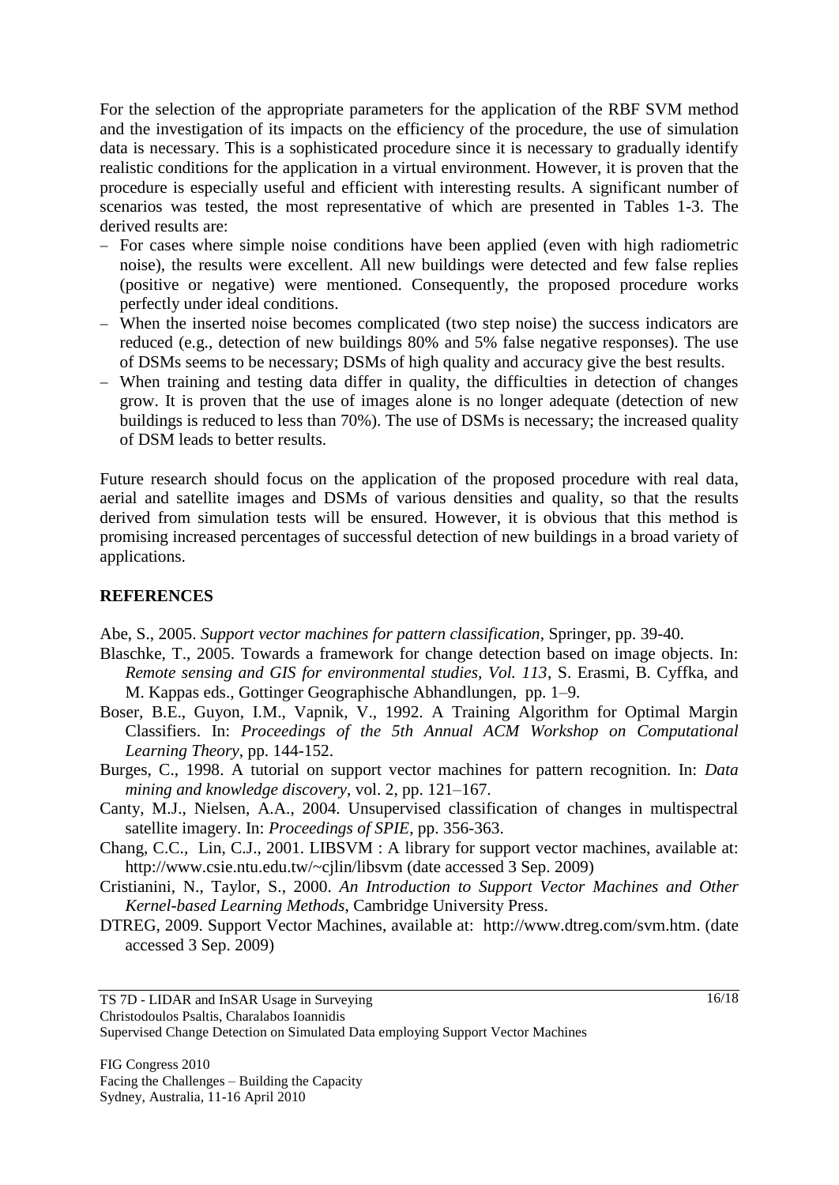For the selection of the appropriate parameters for the application of the RBF SVM method and the investigation of its impacts on the efficiency of the procedure, the use of simulation data is necessary. This is a sophisticated procedure since it is necessary to gradually identify realistic conditions for the application in a virtual environment. However, it is proven that the procedure is especially useful and efficient with interesting results. A significant number of scenarios was tested, the most representative of which are presented in Tables 1-3. The derived results are:

- For cases where simple noise conditions have been applied (even with high radiometric noise), the results were excellent. All new buildings were detected and few false replies (positive or negative) were mentioned. Consequently, the proposed procedure works perfectly under ideal conditions.
- When the inserted noise becomes complicated (two step noise) the success indicators are reduced (e.g., detection of new buildings 80% and 5% false negative responses). The use of DSMs seems to be necessary; DSMs of high quality and accuracy give the best results.
- When training and testing data differ in quality, the difficulties in detection of changes grow. It is proven that the use of images alone is no longer adequate (detection of new buildings is reduced to less than 70%). The use of DSMs is necessary; the increased quality of DSM leads to better results.

Future research should focus on the application of the proposed procedure with real data, aerial and satellite images and DSMs of various densities and quality, so that the results derived from simulation tests will be ensured. However, it is obvious that this method is promising increased percentages of successful detection of new buildings in a broad variety of applications.

## REFERENCES

Abe, S., 2005. *Support vector machines for pattern classification*, Springer, pp. 39-40.

Blaschke, T., 2005. Towards a framework for change detection based on image objects. In: *Remote sensing and GIS for environmental studies, Vol. 113*, S. Erasmi, B. Cyffka, and M. Kappas eds., Gottinger Geographische Abhandlungen, pp. 1–9.

Boser, B.E., Guyon, I.M., Vapnik, V., 1992. A Training Algorithm for Optimal Margin Classifiers. In: *Proceedings of the 5th Annual ACM Workshop on Computational Learning Theory*, pp. 144-152.

Burges, C., 1998. A tutorial on support vector machines for pattern recognition. In: *Data mining and knowledge discovery*, vol. 2, pp. 121–167.

Canty, M.J., Nielsen, A.A., 2004. Unsupervised classification of changes in multispectral satellite imagery. In: *Proceedings of SPIE*, pp. 356-363.

Chang, C.C., Lin, C.J., 2001. LIBSVM : A library for support vector machines, available at: http://www.csie.ntu.edu.tw/~cjlin/libsvm (date accessed 3 Sep. 2009)

Cristianini, N., Taylor, S., 2000. *An Introduction to Support Vector Machines and Other Kernel-based Learning Methods*, Cambridge University Press.

DTREG, 2009. Support Vector Machines, available at: http://www.dtreg.com/svm.htm. (date accessed 3 Sep. 2009)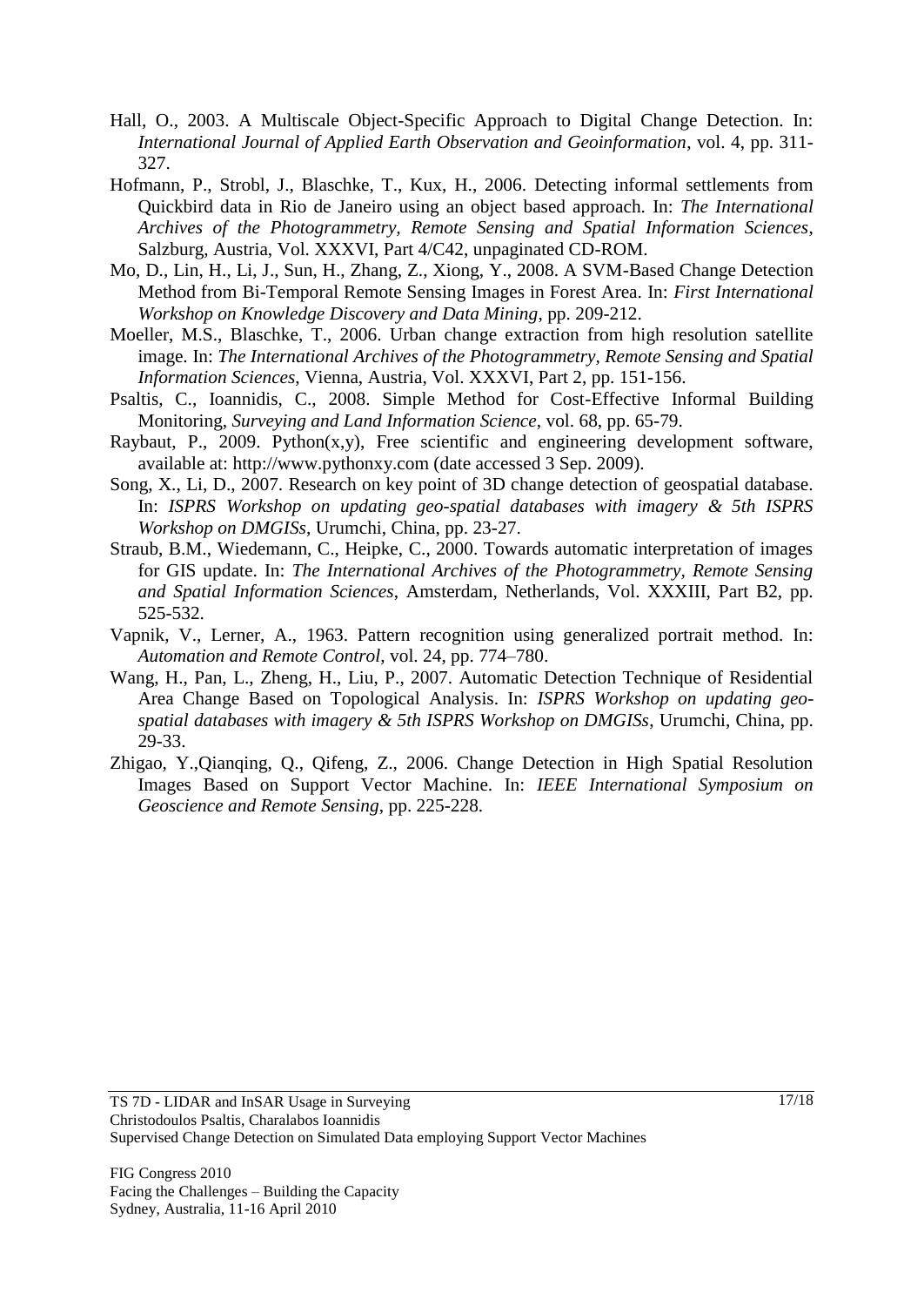Hall, O., 2003. A Multiscale Object-Specific Approach to Digital Change Detection. In: *International Journal of Applied Earth Observation and Geoinformation*, vol. 4, pp. 311-327.

Hofmann, P., Strobl, J., Blaschke, T., Kux, H., 2006. Detecting informal settlements from Quickbird data in Rio de Janeiro using an object based approach. In: *The International Archives of the Photogrammetry, Remote Sensing and Spatial Information Sciences*, Salzburg, Austria, Vol. XXXVI, Part 4/C42, unpaginated CD-ROM.

Mo, D., Lin, H., Li, J., Sun, H., Zhang, Z., Xiong, Y., 2008. A SVM-Based Change Detection Method from Bi-Temporal Remote Sensing Images in Forest Area. In: *First International Workshop on Knowledge Discovery and Data Mining*, pp. 209-212.

Moeller, M.S., Blaschke, T., 2006. Urban change extraction from high resolution satellite image. In: *The International Archives of the Photogrammetry, Remote Sensing and Spatial Information Sciences*, Vienna, Austria, Vol. XXXVI, Part 2, pp. 151-156.

Psaltis, C., Ioannidis, C., 2008. Simple Method for Cost-Effective Informal Building Monitoring, *Surveying and Land Information Science*, vol. 68, pp. 65-79.

Raybaut, P., 2009. Python(x,y), Free scientific and engineering development software, available at: http://www.pythonxy.com (date accessed 3 Sep. 2009).

Song, X., Li, D., 2007. Research on key point of 3D change detection of geospatial database. In: *ISPRS Workshop on updating geo-spatial databases with imagery & 5th ISPRS Workshop on DMGISs*, Urumchi, China, pp. 23-27.

Straub, B.M., Wiedemann, C., Heipke, C., 2000. Towards automatic interpretation of images for GIS update. In: *The International Archives of the Photogrammetry, Remote Sensing and Spatial Information Sciences*, Amsterdam, Netherlands, Vol. XXXIII, Part B2, pp. 525-532.

Vapnik, V., Lerner, A., 1963. Pattern recognition using generalized portrait method. In: *Automation and Remote Control*, vol. 24, pp. 774–780.

Wang, H., Pan, L., Zheng, H., Liu, P., 2007. Automatic Detection Technique of Residential Area Change Based on Topological Analysis. In: *ISPRS Workshop on updating geo-spatial databases with imagery & 5th ISPRS Workshop on DMGISs*, Urumchi, China, pp. 29-33.

Zhigao, Y.,Qianqing, Q., Qifeng, Z., 2006. Change Detection in High Spatial Resolution Images Based on Support Vector Machine. In: *IEEE International Symposium on Geoscience and Remote Sensing*, pp. 225-228.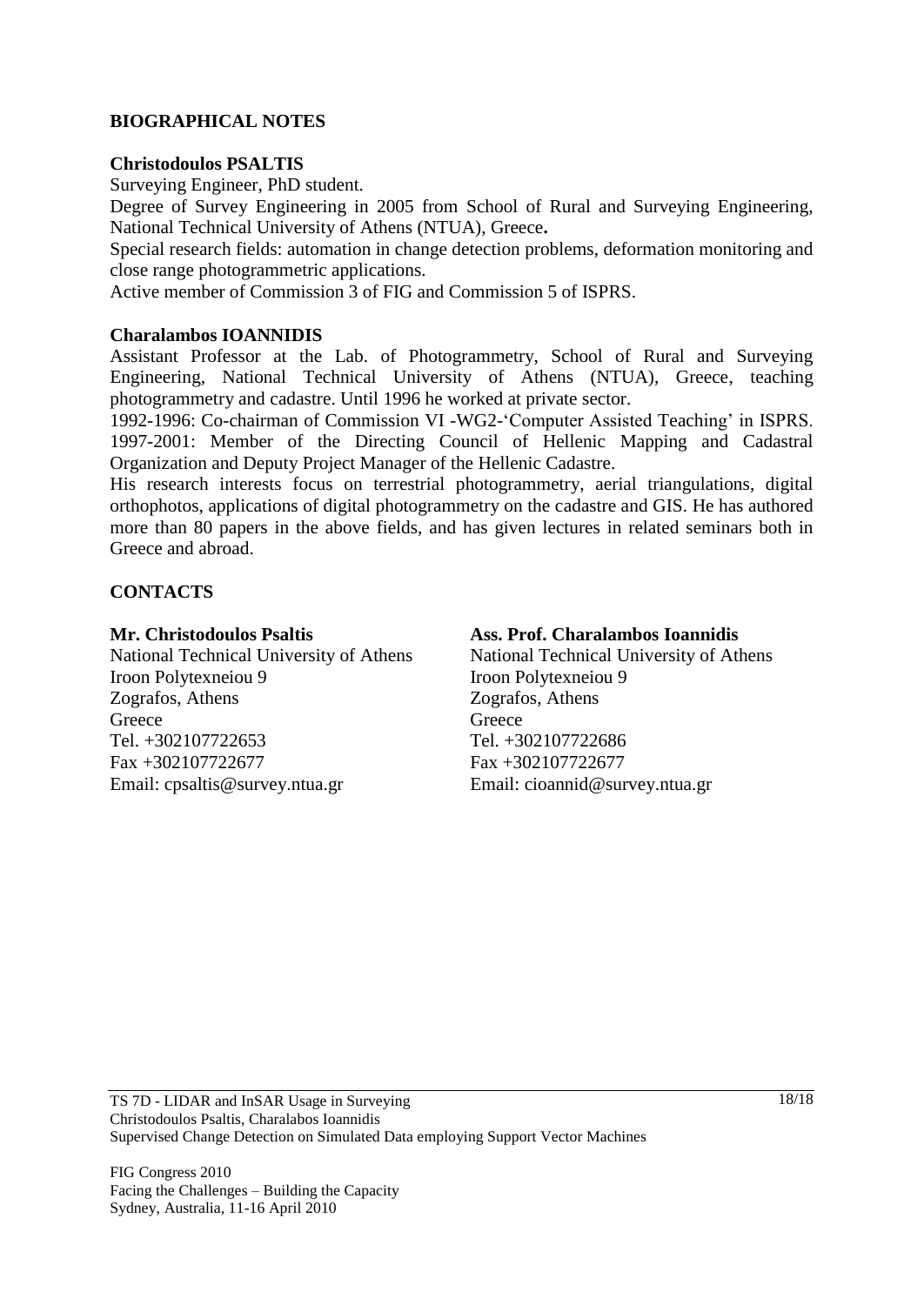## BIOGRAPHICAL NOTES

**Christodoulos PSALTIS**

Surveying Engineer, PhD student.

Degree of Survey Engineering in 2005 from School of Rural and Surveying Engineering, National Technical University of Athens (NTUA), Greece**.**

Special research fields: automation in change detection problems, deformation monitoring and close range photogrammetric applications.

Active member of Commission 3 of FIG and Commission 5 of ISPRS.

**Charalambos IOANNIDIS**

Assistant Professor at the Lab. of Photogrammetry, School of Rural and Surveying Engineering, National Technical University of Athens (NTUA), Greece, teaching photogrammetry and cadastre. Until 1996 he worked at private sector.

1992-1996: Co-chairman of Commission VI -WG2-'Computer Assisted Teaching' in ISPRS. 1997-2001: Member of the Directing Council of Hellenic Mapping and Cadastral Organization and Deputy Project Manager of the Hellenic Cadastre.

His research interests focus on terrestrial photogrammetry, aerial triangulations, digital orthophotos, applications of digital photogrammetry on the cadastre and GIS. He has authored more than 80 papers in the above fields, and has given lectures in related seminars both in Greece and abroad.

## CONTACTS

**Mr. Christodoulos Psaltis**
National Technical University of Athens
Iroon Polytexneiou 9
Zografos, Athens
Greece
Tel. +302107722653
Fax +302107722677
Email: cpsaltis@survey.ntua.gr

**Ass. Prof. Charalambos Ioannidis**
National Technical University of Athens
Iroon Polytexneiou 9
Zografos, Athens
Greece
Tel. +302107722686
Fax +302107722677
Email: cioannid@survey.ntua.gr